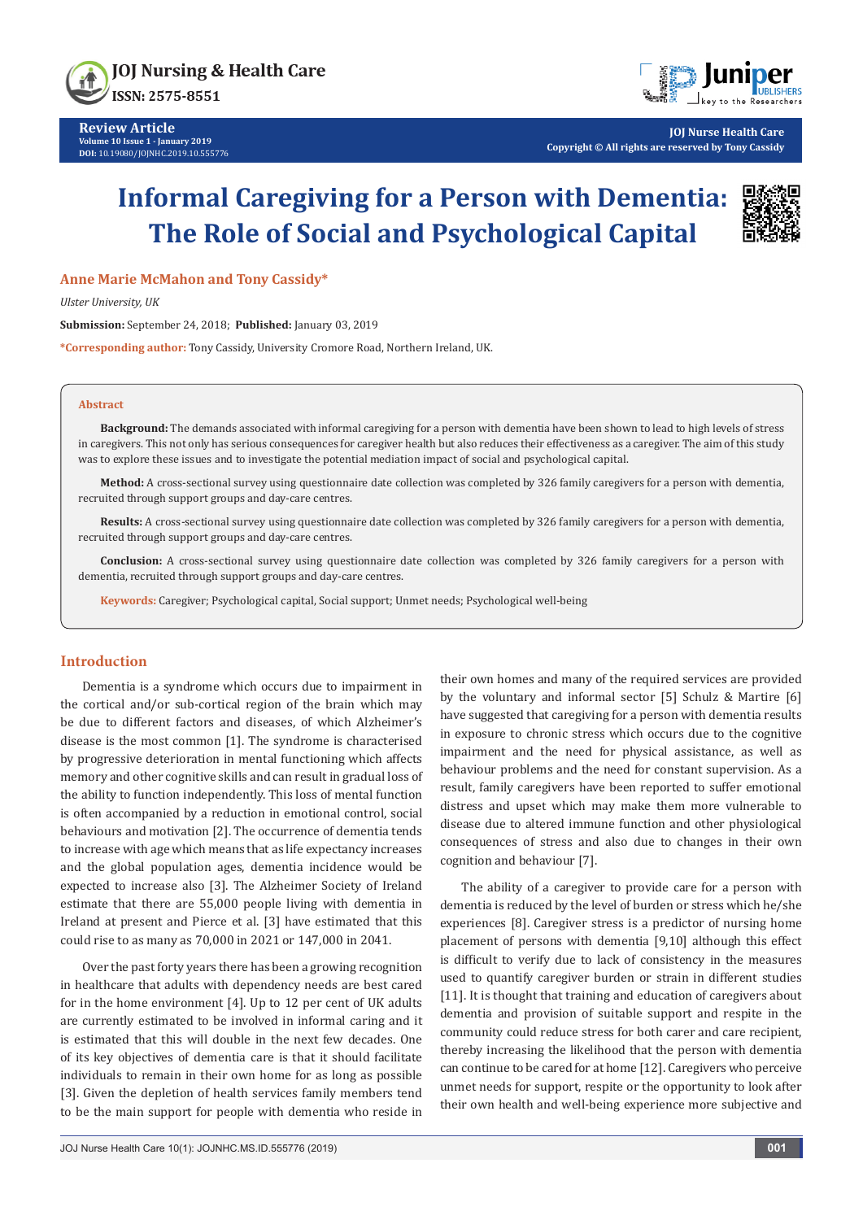# Informal Caregiving for a Person with Dementia: The Role of Social and Psychological Capital

**Anne Marie McMahon and Tony Cassidy***

*Ulster University, UK*

**Submission:** September 24, 2018; **Published:** January 03, 2019

***Corresponding author:** Tony Cassidy, University Cromore Road, Northern Ireland, UK.

## Abstract

**Background:** The demands associated with informal caregiving for a person with dementia have been shown to lead to high levels of stress in caregivers. This not only has serious consequences for caregiver health but also reduces their effectiveness as a caregiver. The aim of this study was to explore these issues and to investigate the potential mediation impact of social and psychological capital.

**Method:** A cross-sectional survey using questionnaire date collection was completed by 326 family caregivers for a person with dementia, recruited through support groups and day-care centres.

**Results:** A cross-sectional survey using questionnaire date collection was completed by 326 family caregivers for a person with dementia, recruited through support groups and day-care centres.

**Conclusion:** A cross-sectional survey using questionnaire date collection was completed by 326 family caregivers for a person with dementia, recruited through support groups and day-care centres.

**Keywords:** Caregiver; Psychological capital, Social support; Unmet needs; Psychological well-being

## Introduction

Dementia is a syndrome which occurs due to impairment in the cortical and/or sub-cortical region of the brain which may be due to different factors and diseases, of which Alzheimer's disease is the most common [1]. The syndrome is characterised by progressive deterioration in mental functioning which affects memory and other cognitive skills and can result in gradual loss of the ability to function independently. This loss of mental function is often accompanied by a reduction in emotional control, social behaviours and motivation [2]. The occurrence of dementia tends to increase with age which means that as life expectancy increases and the global population ages, dementia incidence would be expected to increase also [3]. The Alzheimer Society of Ireland estimate that there are 55,000 people living with dementia in Ireland at present and Pierce et al. [3] have estimated that this could rise to as many as 70,000 in 2021 or 147,000 in 2041.

Over the past forty years there has been a growing recognition in healthcare that adults with dependency needs are best cared for in the home environment [4]. Up to 12 per cent of UK adults are currently estimated to be involved in informal caring and it is estimated that this will double in the next few decades. One of its key objectives of dementia care is that it should facilitate individuals to remain in their own home for as long as possible [3]. Given the depletion of health services family members tend to be the main support for people with dementia who reside in their own homes and many of the required services are provided by the voluntary and informal sector [5] Schulz & Martire [6] have suggested that caregiving for a person with dementia results in exposure to chronic stress which occurs due to the cognitive impairment and the need for physical assistance, as well as behaviour problems and the need for constant supervision. As a result, family caregivers have been reported to suffer emotional distress and upset which may make them more vulnerable to disease due to altered immune function and other physiological consequences of stress and also due to changes in their own cognition and behaviour [7].

The ability of a caregiver to provide care for a person with dementia is reduced by the level of burden or stress which he/she experiences [8]. Caregiver stress is a predictor of nursing home placement of persons with dementia [9,10] although this effect is difficult to verify due to lack of consistency in the measures used to quantify caregiver burden or strain in different studies [11]. It is thought that training and education of caregivers about dementia and provision of suitable support and respite in the community could reduce stress for both carer and care recipient, thereby increasing the likelihood that the person with dementia can continue to be cared for at home [12]. Caregivers who perceive unmet needs for support, respite or the opportunity to look after their own health and well-being experience more subjective and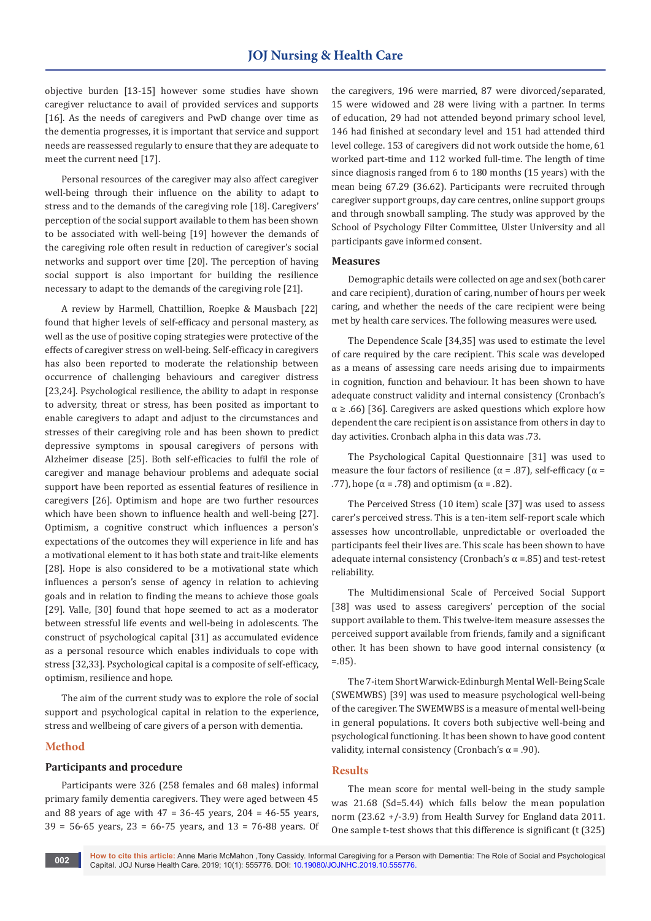objective burden [13-15] however some studies have shown caregiver reluctance to avail of provided services and supports [16]. As the needs of caregivers and PwD change over time as the dementia progresses, it is important that service and support needs are reassessed regularly to ensure that they are adequate to meet the current need [17].

Personal resources of the caregiver may also affect caregiver well-being through their influence on the ability to adapt to stress and to the demands of the caregiving role [18]. Caregivers' perception of the social support available to them has been shown to be associated with well-being [19] however the demands of the caregiving role often result in reduction of caregiver's social networks and support over time [20]. The perception of having social support is also important for building the resilience necessary to adapt to the demands of the caregiving role [21].

A review by Harmell, Chattillion, Roepke & Mausbach [22] found that higher levels of self-efficacy and personal mastery, as well as the use of positive coping strategies were protective of the effects of caregiver stress on well-being. Self-efficacy in caregivers has also been reported to moderate the relationship between occurrence of challenging behaviours and caregiver distress [23,24]. Psychological resilience, the ability to adapt in response to adversity, threat or stress, has been posited as important to enable caregivers to adapt and adjust to the circumstances and stresses of their caregiving role and has been shown to predict depressive symptoms in spousal caregivers of persons with Alzheimer disease [25]. Both self-efficacies to fulfil the role of caregiver and manage behaviour problems and adequate social support have been reported as essential features of resilience in caregivers [26]. Optimism and hope are two further resources which have been shown to influence health and well-being [27]. Optimism, a cognitive construct which influences a person's expectations of the outcomes they will experience in life and has a motivational element to it has both state and trait-like elements [28]. Hope is also considered to be a motivational state which influences a person's sense of agency in relation to achieving goals and in relation to finding the means to achieve those goals [29]. Valle, [30] found that hope seemed to act as a moderator between stressful life events and well-being in adolescents. The construct of psychological capital [31] as accumulated evidence as a personal resource which enables individuals to cope with stress [32,33]. Psychological capital is a composite of self-efficacy, optimism, resilience and hope.

The aim of the current study was to explore the role of social support and psychological capital in relation to the experience, stress and wellbeing of care givers of a person with dementia.

## Method

### Participants and procedure

Participants were 326 (258 females and 68 males) informal primary family dementia caregivers. They were aged between 45 and 88 years of age with 47 = 36-45 years, 204 = 46-55 years, 39 = 56-65 years, 23 = 66-75 years, and 13 = 76-88 years. Of the caregivers, 196 were married, 87 were divorced/separated, 15 were widowed and 28 were living with a partner. In terms of education, 29 had not attended beyond primary school level, 146 had finished at secondary level and 151 had attended third level college. 153 of caregivers did not work outside the home, 61 worked part-time and 112 worked full-time. The length of time since diagnosis ranged from 6 to 180 months (15 years) with the mean being 67.29 (36.62). Participants were recruited through caregiver support groups, day care centres, online support groups and through snowball sampling. The study was approved by the School of Psychology Filter Committee, Ulster University and all participants gave informed consent.

### Measures

Demographic details were collected on age and sex (both carer and care recipient), duration of caring, number of hours per week caring, and whether the needs of the care recipient were being met by health care services. The following measures were used.

The Dependence Scale [34,35] was used to estimate the level of care required by the care recipient. This scale was developed as a means of assessing care needs arising due to impairments in cognition, function and behaviour. It has been shown to have adequate construct validity and internal consistency (Cronbach's $\alpha \geq .66$) [36]. Caregivers are asked questions which explore how dependent the care recipient is on assistance from others in day to day activities. Cronbach alpha in this data was .73.

The Psychological Capital Questionnaire [31] was used to measure the four factors of resilience ($\alpha = .87$), self-efficacy ($\alpha = .77$), hope ($\alpha = .78$) and optimism ($\alpha = .82$).

The Perceived Stress (10 item) scale [37] was used to assess carer's perceived stress. This is a ten-item self-report scale which assesses how uncontrollable, unpredictable or overloaded the participants feel their lives are. This scale has been shown to have adequate internal consistency (Cronbach's $\alpha = .85$) and test-retest reliability.

The Multidimensional Scale of Perceived Social Support [38] was used to assess caregivers' perception of the social support available to them. This twelve-item measure assesses the perceived support available from friends, family and a significant other. It has been shown to have good internal consistency ($\alpha = .85$).

The 7-item Short Warwick-Edinburgh Mental Well-Being Scale (SWEMWBS) [39] was used to measure psychological well-being of the caregiver. The SWEMWBS is a measure of mental well-being in general populations. It covers both subjective well-being and psychological functioning. It has been shown to have good content validity, internal consistency (Cronbach's $\alpha = .90$).

## Results

The mean score for mental well-being in the study sample was 21.68 (Sd=5.44) which falls below the mean population norm (23.62 +/-3.9) from Health Survey for England data 2011. One sample t-test shows that this difference is significant (t (325)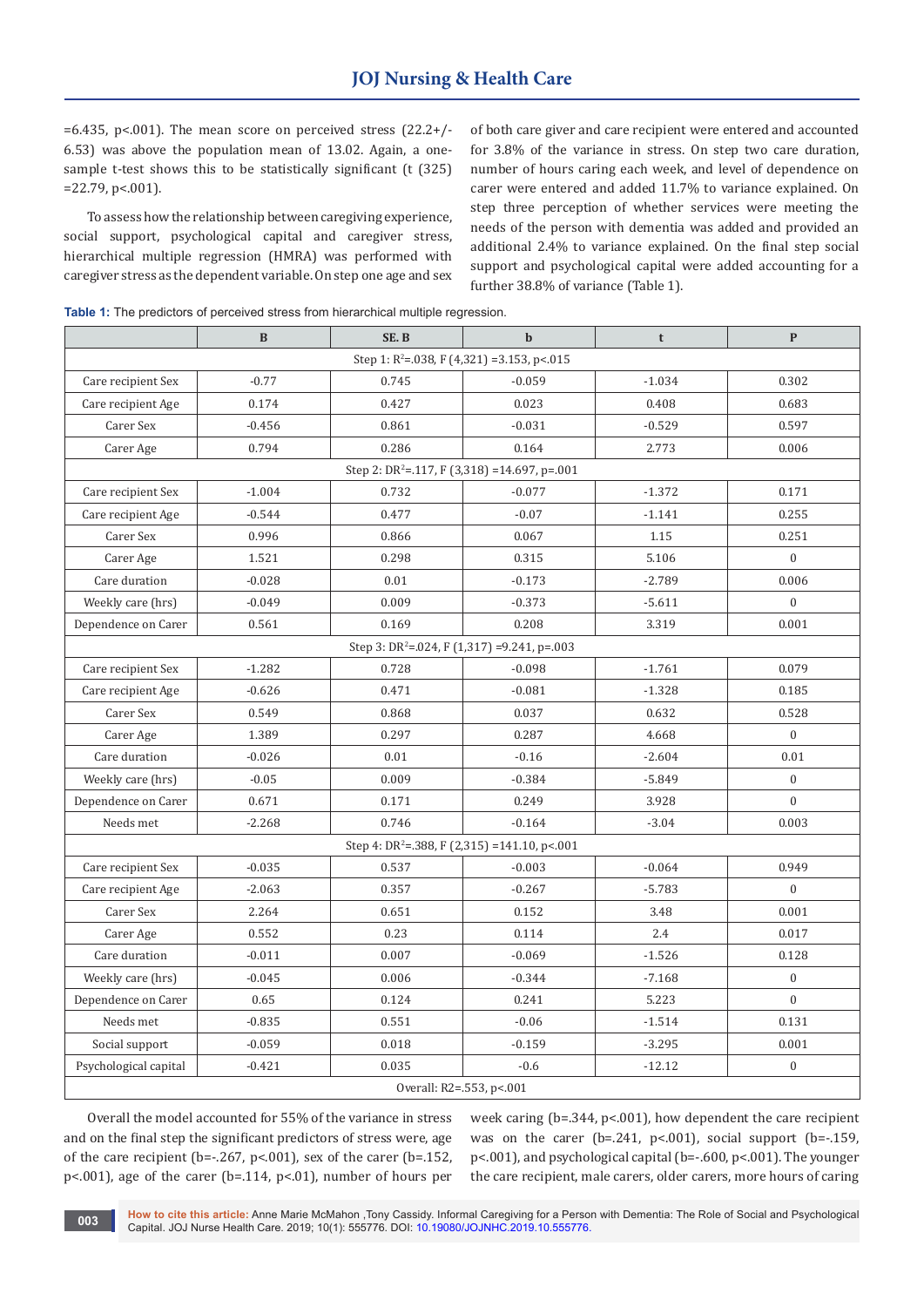=6.435, p<.001). The mean score on perceived stress (22.2+/-6.53) was above the population mean of 13.02. Again, a one-sample t-test shows this to be statistically significant (t (325) =22.79, p<.001).

To assess how the relationship between caregiving experience, social support, psychological capital and caregiver stress, hierarchical multiple regression (HMRA) was performed with caregiver stress as the dependent variable. On step one age and sex of both care giver and care recipient were entered and accounted for 3.8% of the variance in stress. On step two care duration, number of hours caring each week, and level of dependence on carer were entered and added 11.7% to variance explained. On step three perception of whether services were meeting the needs of the person with dementia was added and provided an additional 2.4% to variance explained. On the final step social support and psychological capital were added accounting for a further 38.8% of variance (Table 1).

**Table 1:** The predictors of perceived stress from hierarchical multiple regression.

| | B | SE. B | b | t | P |
|---|---|---|---|---|---|
| Step 1: $R^2$=.038, F (4,321) =3.153, p<.015 | | | | | |
| Care recipient Sex | -0.77 | 0.745 | -0.059 | -1.034 | 0.302 |
| Care recipient Age | 0.174 | 0.427 | 0.023 | 0.408 | 0.683 |
| Carer Sex | -0.456 | 0.861 | -0.031 | -0.529 | 0.597 |
| Carer Age | 0.794 | 0.286 | 0.164 | 2.773 | 0.006 |
| Step 2: $DR^2$=.117, F (3,318) =14.697, p=.001 | | | | | |
| Care recipient Sex | -1.004 | 0.732 | -0.077 | -1.372 | 0.171 |
| Care recipient Age | -0.544 | 0.477 | -0.07 | -1.141 | 0.255 |
| Carer Sex | 0.996 | 0.866 | 0.067 | 1.15 | 0.251 |
| Carer Age | 1.521 | 0.298 | 0.315 | 5.106 | 0 |
| Care duration | -0.028 | 0.01 | -0.173 | -2.789 | 0.006 |
| Weekly care (hrs) | -0.049 | 0.009 | -0.373 | -5.611 | 0 |
| Dependence on Carer | 0.561 | 0.169 | 0.208 | 3.319 | 0.001 |
| Step 3: $DR^2$=.024, F (1,317) =9.241, p=.003 | | | | | |
| Care recipient Sex | -1.282 | 0.728 | -0.098 | -1.761 | 0.079 |
| Care recipient Age | -0.626 | 0.471 | -0.081 | -1.328 | 0.185 |
| Carer Sex | 0.549 | 0.868 | 0.037 | 0.632 | 0.528 |
| Carer Age | 1.389 | 0.297 | 0.287 | 4.668 | 0 |
| Care duration | -0.026 | 0.01 | -0.16 | -2.604 | 0.01 |
| Weekly care (hrs) | -0.05 | 0.009 | -0.384 | -5.849 | 0 |
| Dependence on Carer | 0.671 | 0.171 | 0.249 | 3.928 | 0 |
| Needs met | -2.268 | 0.746 | -0.164 | -3.04 | 0.003 |
| Step 4: $DR^2$=.388, F (2,315) =141.10, p<.001 | | | | | |
| Care recipient Sex | -0.035 | 0.537 | -0.003 | -0.064 | 0.949 |
| Care recipient Age | -2.063 | 0.357 | -0.267 | -5.783 | 0 |
| Carer Sex | 2.264 | 0.651 | 0.152 | 3.48 | 0.001 |
| Carer Age | 0.552 | 0.23 | 0.114 | 2.4 | 0.017 |
| Care duration | -0.011 | 0.007 | -0.069 | -1.526 | 0.128 |
| Weekly care (hrs) | -0.045 | 0.006 | -0.344 | -7.168 | 0 |
| Dependence on Carer | 0.65 | 0.124 | 0.241 | 5.223 | 0 |
| Needs met | -0.835 | 0.551 | -0.06 | -1.514 | 0.131 |
| Social support | -0.059 | 0.018 | -0.159 | -3.295 | 0.001 |
| Psychological capital | -0.421 | 0.035 | -0.6 | -12.12 | 0 |
| Overall: R2=.553, p<.001 | | | | | |

Overall the model accounted for 55% of the variance in stress and on the final step the significant predictors of stress were, age of the care recipient (b=-.267, p<.001), sex of the carer (b=.152, p<.001), age of the carer (b=.114, p<.01), number of hours per week caring (b=.344, p<.001), how dependent the care recipient was on the carer (b=.241, p<.001), social support (b=-.159, p<.001), and psychological capital (b=-.600, p<.001). The younger the care recipient, male carers, older carers, more hours of caring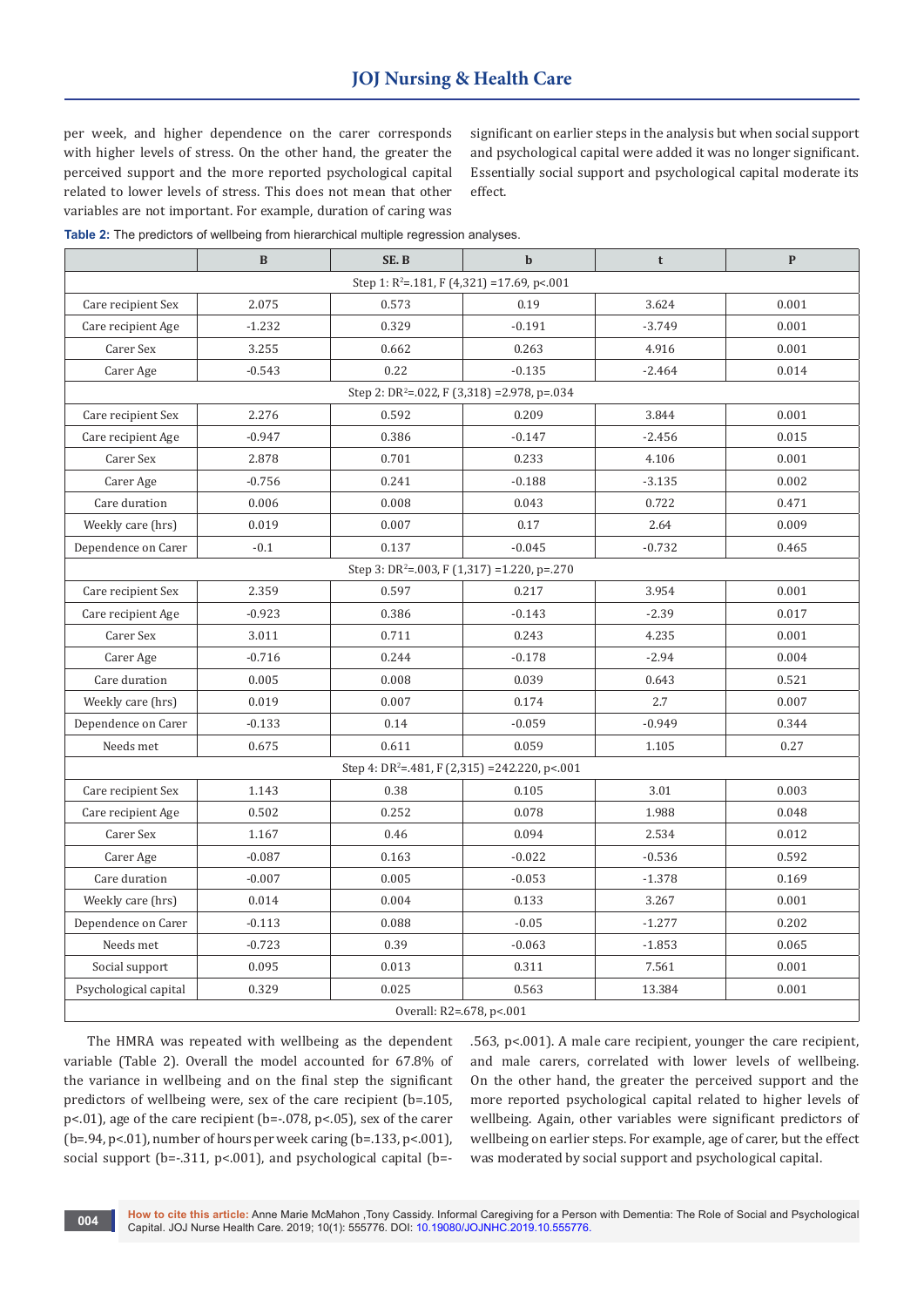per week, and higher dependence on the carer corresponds with higher levels of stress. On the other hand, the greater the perceived support and the more reported psychological capital related to lower levels of stress. This does not mean that other variables are not important. For example, duration of caring was significant on earlier steps in the analysis but when social support and psychological capital were added it was no longer significant. Essentially social support and psychological capital moderate its effect.

**Table 2:** The predictors of wellbeing from hierarchical multiple regression analyses.

| | B | SE. B | b | t | P |
|---|---|---|---|---|---|
| Step 1: $R^2$=.181, F (4,321) =17.69, p<.001 | | | | | |
| Care recipient Sex | 2.075 | 0.573 | 0.19 | 3.624 | 0.001 |
| Care recipient Age | -1.232 | 0.329 | -0.191 | -3.749 | 0.001 |
| Carer Sex | 3.255 | 0.662 | 0.263 | 4.916 | 0.001 |
| Carer Age | -0.543 | 0.22 | -0.135 | -2.464 | 0.014 |
| Step 2: $DR^2$=.022, F (3,318) =2.978, p=.034 | | | | | |
| Care recipient Sex | 2.276 | 0.592 | 0.209 | 3.844 | 0.001 |
| Care recipient Age | -0.947 | 0.386 | -0.147 | -2.456 | 0.015 |
| Carer Sex | 2.878 | 0.701 | 0.233 | 4.106 | 0.001 |
| Carer Age | -0.756 | 0.241 | -0.188 | -3.135 | 0.002 |
| Care duration | 0.006 | 0.008 | 0.043 | 0.722 | 0.471 |
| Weekly care (hrs) | 0.019 | 0.007 | 0.17 | 2.64 | 0.009 |
| Dependence on Carer | -0.1 | 0.137 | -0.045 | -0.732 | 0.465 |
| Step 3: $DR^2$=.003, F (1,317) =1.220, p=.270 | | | | | |
| Care recipient Sex | 2.359 | 0.597 | 0.217 | 3.954 | 0.001 |
| Care recipient Age | -0.923 | 0.386 | -0.143 | -2.39 | 0.017 |
| Carer Sex | 3.011 | 0.711 | 0.243 | 4.235 | 0.001 |
| Carer Age | -0.716 | 0.244 | -0.178 | -2.94 | 0.004 |
| Care duration | 0.005 | 0.008 | 0.039 | 0.643 | 0.521 |
| Weekly care (hrs) | 0.019 | 0.007 | 0.174 | 2.7 | 0.007 |
| Dependence on Carer | -0.133 | 0.14 | -0.059 | -0.949 | 0.344 |
| Needs met | 0.675 | 0.611 | 0.059 | 1.105 | 0.27 |
| Step 4: $DR^2$=.481, F (2,315) =242.220, p<.001 | | | | | |
| Care recipient Sex | 1.143 | 0.38 | 0.105 | 3.01 | 0.003 |
| Care recipient Age | 0.502 | 0.252 | 0.078 | 1.988 | 0.048 |
| Carer Sex | 1.167 | 0.46 | 0.094 | 2.534 | 0.012 |
| Carer Age | -0.087 | 0.163 | -0.022 | -0.536 | 0.592 |
| Care duration | -0.007 | 0.005 | -0.053 | -1.378 | 0.169 |
| Weekly care (hrs) | 0.014 | 0.004 | 0.133 | 3.267 | 0.001 |
| Dependence on Carer | -0.113 | 0.088 | -0.05 | -1.277 | 0.202 |
| Needs met | -0.723 | 0.39 | -0.063 | -1.853 | 0.065 |
| Social support | 0.095 | 0.013 | 0.311 | 7.561 | 0.001 |
| Psychological capital | 0.329 | 0.025 | 0.563 | 13.384 | 0.001 |
| Overall: R2=.678, p<.001 | | | | | |

The HMRA was repeated with wellbeing as the dependent variable (Table 2). Overall the model accounted for 67.8% of the variance in wellbeing and on the final step the significant predictors of wellbeing were, sex of the care recipient (b=.105, p<.01), age of the care recipient (b=-.078, p<.05), sex of the carer (b=.94, p<.01), number of hours per week caring (b=.133, p<.001), social support (b=-.311, p<.001), and psychological capital (b=-.563, p<.001). A male care recipient, younger the care recipient, and male carers, correlated with lower levels of wellbeing. On the other hand, the greater the perceived support and the more reported psychological capital related to higher levels of wellbeing. Again, other variables were significant predictors of wellbeing on earlier steps. For example, age of carer, but the effect was moderated by social support and psychological capital.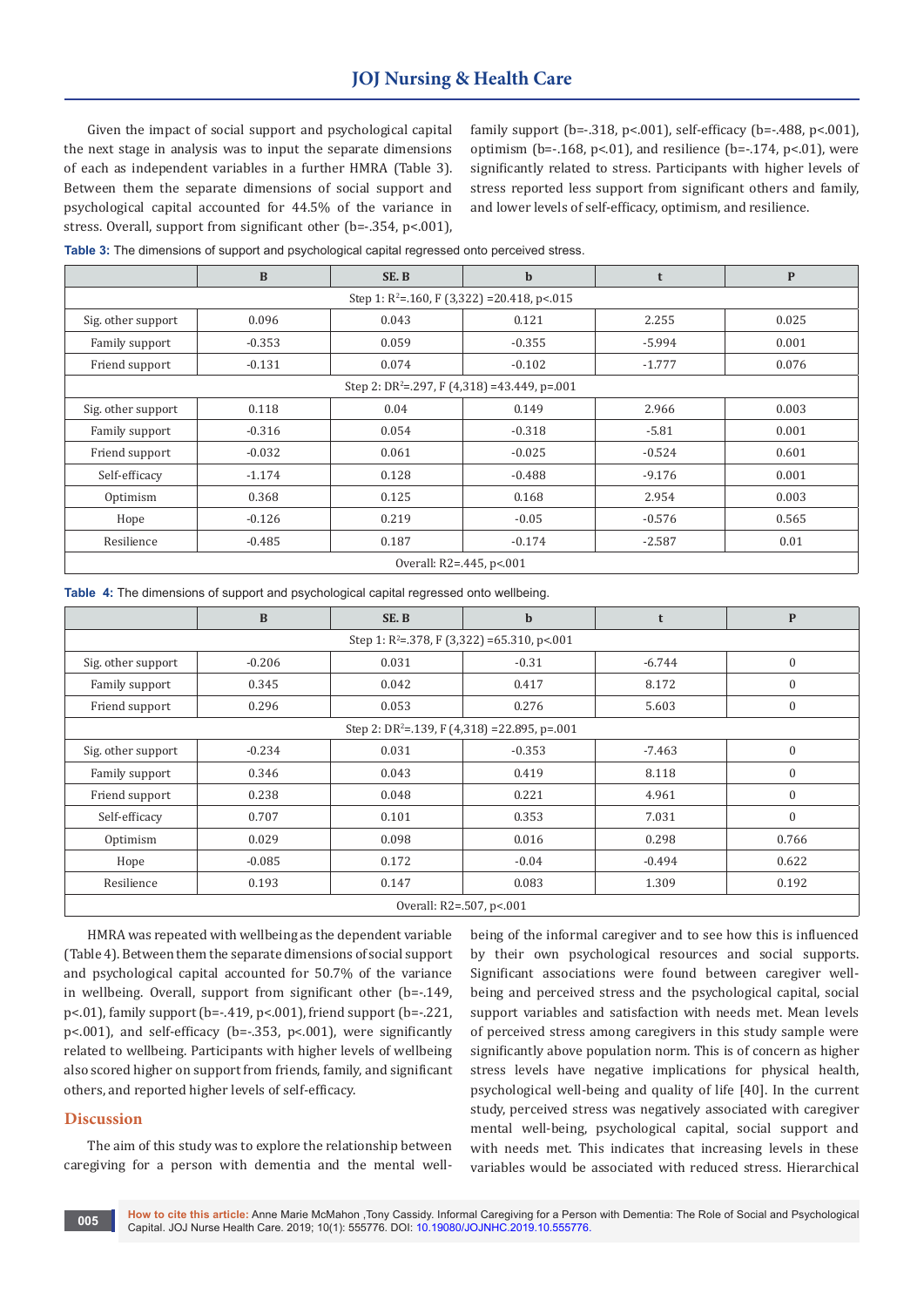Given the impact of social support and psychological capital the next stage in analysis was to input the separate dimensions of each as independent variables in a further HMRA (Table 3). Between them the separate dimensions of social support and psychological capital accounted for 44.5% of the variance in stress. Overall, support from significant other (b=-.354, p<.001), family support (b=-.318, p<.001), self-efficacy (b=-.488, p<.001), optimism (b=-.168, p<.01), and resilience (b=-.174, p<.01), were significantly related to stress. Participants with higher levels of stress reported less support from significant others and family, and lower levels of self-efficacy, optimism, and resilience.

**Table 3:** The dimensions of support and psychological capital regressed onto perceived stress.

| | B | SE. B | b | t | P |
|---|---|---|---|---|---|
| Step 1: $R^2$=.160, F (3,322) =20.418, p<.015 | | | | | |
| Sig. other support | 0.096 | 0.043 | 0.121 | 2.255 | 0.025 |
| Family support | -0.353 | 0.059 | -0.355 | -5.994 | 0.001 |
| Friend support | -0.131 | 0.074 | -0.102 | -1.777 | 0.076 |
| Step 2: $DR^2$=.297, F (4,318) =43.449, p=.001 | | | | | |
| Sig. other support | 0.118 | 0.04 | 0.149 | 2.966 | 0.003 |
| Family support | -0.316 | 0.054 | -0.318 | -5.81 | 0.001 |
| Friend support | -0.032 | 0.061 | -0.025 | -0.524 | 0.601 |
| Self-efficacy | -1.174 | 0.128 | -0.488 | -9.176 | 0.001 |
| Optimism | 0.368 | 0.125 | 0.168 | 2.954 | 0.003 |
| Hope | -0.126 | 0.219 | -0.05 | -0.576 | 0.565 |
| Resilience | -0.485 | 0.187 | -0.174 | -2.587 | 0.01 |
| Overall: R2=.445, p<.001 | | | | | |

**Table 4:** The dimensions of support and psychological capital regressed onto wellbeing.

| | B | SE. B | b | t | P |
|---|---|---|---|---|---|
| Step 1: $R^2$=.378, F (3,322) =65.310, p<.001 | | | | | |
| Sig. other support | -0.206 | 0.031 | -0.31 | -6.744 | 0 |
| Family support | 0.345 | 0.042 | 0.417 | 8.172 | 0 |
| Friend support | 0.296 | 0.053 | 0.276 | 5.603 | 0 |
| Step 2: $DR^2$=.139, F (4,318) =22.895, p=.001 | | | | | |
| Sig. other support | -0.234 | 0.031 | -0.353 | -7.463 | 0 |
| Family support | 0.346 | 0.043 | 0.419 | 8.118 | 0 |
| Friend support | 0.238 | 0.048 | 0.221 | 4.961 | 0 |
| Self-efficacy | 0.707 | 0.101 | 0.353 | 7.031 | 0 |
| Optimism | 0.029 | 0.098 | 0.016 | 0.298 | 0.766 |
| Hope | -0.085 | 0.172 | -0.04 | -0.494 | 0.622 |
| Resilience | 0.193 | 0.147 | 0.083 | 1.309 | 0.192 |
| Overall: R2=.507, p<.001 | | | | | |

HMRA was repeated with wellbeing as the dependent variable (Table 4). Between them the separate dimensions of social support and psychological capital accounted for 50.7% of the variance in wellbeing. Overall, support from significant other (b=-.149, p<.01), family support (b=-.419, p<.001), friend support (b=-.221, p<.001), and self-efficacy (b=-.353, p<.001), were significantly related to wellbeing. Participants with higher levels of wellbeing also scored higher on support from friends, family, and significant others, and reported higher levels of self-efficacy.

## Discussion

The aim of this study was to explore the relationship between caregiving for a person with dementia and the mental well-being of the informal caregiver and to see how this is influenced by their own psychological resources and social supports. Significant associations were found between caregiver well-being and perceived stress and the psychological capital, social support variables and satisfaction with needs met. Mean levels of perceived stress among caregivers in this study sample were significantly above population norm. This is of concern as higher stress levels have negative implications for physical health, psychological well-being and quality of life [40]. In the current study, perceived stress was negatively associated with caregiver mental well-being, psychological capital, social support and with needs met. This indicates that increasing levels in these variables would be associated with reduced stress. Hierarchical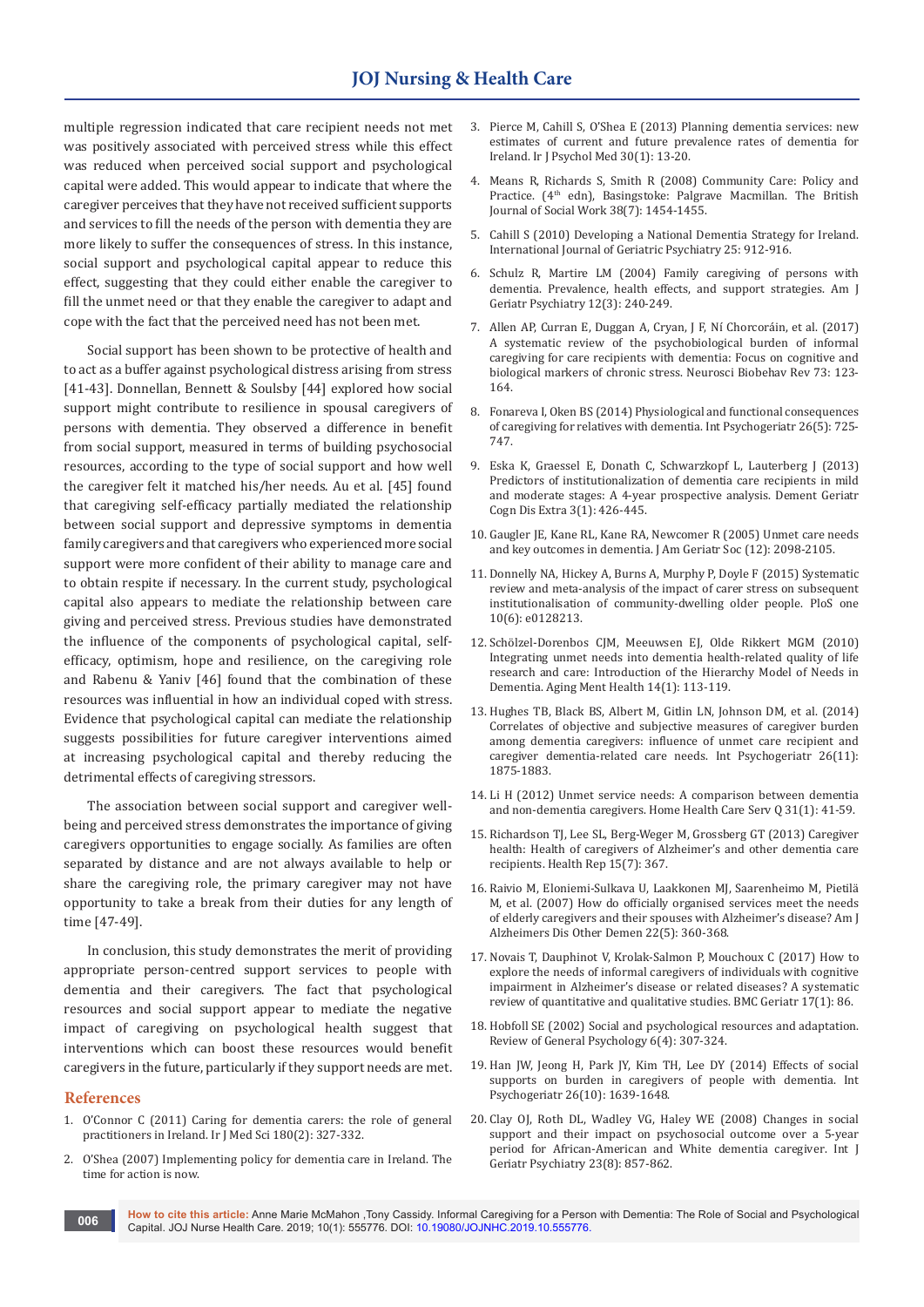multiple regression indicated that care recipient needs not met was positively associated with perceived stress while this effect was reduced when perceived social support and psychological capital were added. This would appear to indicate that where the caregiver perceives that they have not received sufficient supports and services to fill the needs of the person with dementia they are more likely to suffer the consequences of stress. In this instance, social support and psychological capital appear to reduce this effect, suggesting that they could either enable the caregiver to fill the unmet need or that they enable the caregiver to adapt and cope with the fact that the perceived need has not been met.

Social support has been shown to be protective of health and to act as a buffer against psychological distress arising from stress [41-43]. Donnellan, Bennett & Soulsby [44] explored how social support might contribute to resilience in spousal caregivers of persons with dementia. They observed a difference in benefit from social support, measured in terms of building psychosocial resources, according to the type of social support and how well the caregiver felt it matched his/her needs. Au et al. [45] found that caregiving self-efficacy partially mediated the relationship between social support and depressive symptoms in dementia family caregivers and that caregivers who experienced more social support were more confident of their ability to manage care and to obtain respite if necessary. In the current study, psychological capital also appears to mediate the relationship between care giving and perceived stress. Previous studies have demonstrated the influence of the components of psychological capital, self-efficacy, optimism, hope and resilience, on the caregiving role and Rabenu & Yaniv [46] found that the combination of these resources was influential in how an individual coped with stress. Evidence that psychological capital can mediate the relationship suggests possibilities for future caregiver interventions aimed at increasing psychological capital and thereby reducing the detrimental effects of caregiving stressors.

The association between social support and caregiver well-being and perceived stress demonstrates the importance of giving caregivers opportunities to engage socially. As families are often separated by distance and are not always available to help or share the caregiving role, the primary caregiver may not have opportunity to take a break from their duties for any length of time [47-49].

In conclusion, this study demonstrates the merit of providing appropriate person-centred support services to people with dementia and their caregivers. The fact that psychological resources and social support appear to mediate the negative impact of caregiving on psychological health suggest that interventions which can boost these resources would benefit caregivers in the future, particularly if they support needs are met.

## References

1. O'Connor C (2011) Caring for dementia carers: the role of general practitioners in Ireland. Ir J Med Sci 180(2): 327-332.
2. O'Shea (2007) Implementing policy for dementia care in Ireland. The time for action is now.
3. Pierce M, Cahill S, O'Shea E (2013) Planning dementia services: new estimates of current and future prevalence rates of dementia for Ireland. Ir J Psychol Med 30(1): 13-20.
4. Means R, Richards S, Smith R (2008) Community Care: Policy and Practice. (4th edn), Basingstoke: Palgrave Macmillan. The British Journal of Social Work 38(7): 1454-1455.
5. Cahill S (2010) Developing a National Dementia Strategy for Ireland. International Journal of Geriatric Psychiatry 25: 912-916.
6. Schulz R, Martire LM (2004) Family caregiving of persons with dementia. Prevalence, health effects, and support strategies. Am J Geriatr Psychiatry 12(3): 240-249.
7. Allen AP, Curran E, Duggan A, Cryan, J F, Ní Chorcoráin, et al. (2017) A systematic review of the psychobiological burden of informal caregiving for care recipients with dementia: Focus on cognitive and biological markers of chronic stress. Neurosci Biobehav Rev 73: 123-164.
8. Fonareva I, Oken BS (2014) Physiological and functional consequences of caregiving for relatives with dementia. Int Psychogeriatr 26(5): 725-747.
9. Eska K, Graessel E, Donath C, Schwarzkopf L, Lauterberg J (2013) Predictors of institutionalization of dementia care recipients in mild and moderate stages: A 4-year prospective analysis. Dement Geriatr Cogn Dis Extra 3(1): 426-445.
10. Gaugler JE, Kane RL, Kane RA, Newcomer R (2005) Unmet care needs and key outcomes in dementia. J Am Geriatr Soc (12): 2098-2105.
11. Donnelly NA, Hickey A, Burns A, Murphy P, Doyle F (2015) Systematic review and meta-analysis of the impact of carer stress on subsequent institutionalisation of community-dwelling older people. PloS one 10(6): e0128213.
12. Schölzel-Dorenbos CJM, Meeuwsen EJ, Olde Rikkert MGM (2010) Integrating unmet needs into dementia health-related quality of life research and care: Introduction of the Hierarchy Model of Needs in Dementia. Aging Ment Health 14(1): 113-119.
13. Hughes TB, Black BS, Albert M, Gitlin LN, Johnson DM, et al. (2014) Correlates of objective and subjective measures of caregiver burden among dementia caregivers: influence of unmet care recipient and caregiver dementia-related care needs. Int Psychogeriatr 26(11): 1875-1883.
14. Li H (2012) Unmet service needs: A comparison between dementia and non-dementia caregivers. Home Health Care Serv Q 31(1): 41-59.
15. Richardson TJ, Lee SL, Berg-Weger M, Grossberg GT (2013) Caregiver health: Health of caregivers of Alzheimer's and other dementia care recipients. Health Rep 15(7): 367.
16. Raivio M, Eloniemi-Sulkava U, Laakkonen MJ, Saarenheimo M, Pietilä M, et al. (2007) How do officially organised services meet the needs of elderly caregivers and their spouses with Alzheimer's disease? Am J Alzheimers Dis Other Demen 22(5): 360-368.
17. Novais T, Dauphinot V, Krolak-Salmon P, Mouchoux C (2017) How to explore the needs of informal caregivers of individuals with cognitive impairment in Alzheimer's disease or related diseases? A systematic review of quantitative and qualitative studies. BMC Geriatr 17(1): 86.
18. Hobfoll SE (2002) Social and psychological resources and adaptation. Review of General Psychology 6(4): 307-324.
19. Han JW, Jeong H, Park JY, Kim TH, Lee DY (2014) Effects of social supports on burden in caregivers of people with dementia. Int Psychogeriatr 26(10): 1639-1648.
20. Clay OJ, Roth DL, Wadley VG, Haley WE (2008) Changes in social support and their impact on psychosocial outcome over a 5-year period for African-American and White dementia caregiver. Int J Geriatr Psychiatry 23(8): 857-862.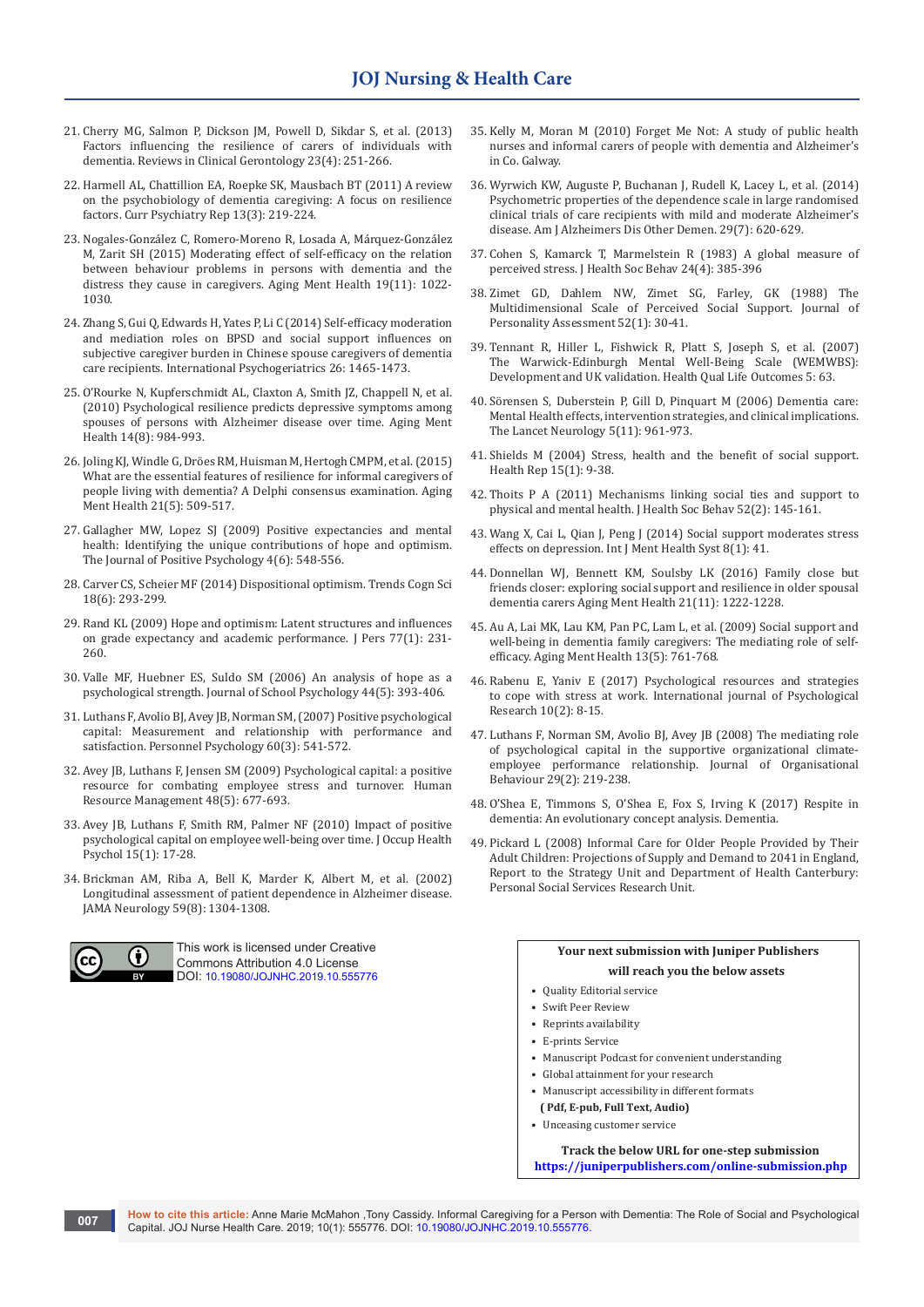21. Cherry MG, Salmon P, Dickson JM, Powell D, Sikdar S, et al. (2013) Factors influencing the resilience of carers of individuals with dementia. Reviews in Clinical Gerontology 23(4): 251-266.

22. Harmell AL, Chattillion EA, Roepke SK, Mausbach BT (2011) A review on the psychobiology of dementia caregiving: A focus on resilience factors. Curr Psychiatry Rep 13(3): 219-224.

23. Nogales-González C, Romero-Moreno R, Losada A, Márquez-González M, Zarit SH (2015) Moderating effect of self-efficacy on the relation between behaviour problems in persons with dementia and the distress they cause in caregivers. Aging Ment Health 19(11): 1022-1030.

24. Zhang S, Gui Q, Edwards H, Yates P, Li C (2014) Self-efficacy moderation and mediation roles on BPSD and social support influences on subjective caregiver burden in Chinese spouse caregivers of dementia care recipients. International Psychogeriatrics 26: 1465-1473.

25. O'Rourke N, Kupferschmidt AL, Claxton A, Smith JZ, Chappell N, et al. (2010) Psychological resilience predicts depressive symptoms among spouses of persons with Alzheimer disease over time. Aging Ment Health 14(8): 984-993.

26. Joling KJ, Windle G, Dröes RM, Huisman M, Hertogh CMPM, et al. (2015) What are the essential features of resilience for informal caregivers of people living with dementia? A Delphi consensus examination. Aging Ment Health 21(5): 509-517.

27. Gallagher MW, Lopez SJ (2009) Positive expectancies and mental health: Identifying the unique contributions of hope and optimism. The Journal of Positive Psychology 4(6): 548-556.

28. Carver CS, Scheier MF (2014) Dispositional optimism. Trends Cogn Sci 18(6): 293-299.

29. Rand KL (2009) Hope and optimism: Latent structures and influences on grade expectancy and academic performance. J Pers 77(1): 231-260.

30. Valle MF, Huebner ES, Suldo SM (2006) An analysis of hope as a psychological strength. Journal of School Psychology 44(5): 393-406.

31. Luthans F, Avolio BJ, Avey JB, Norman SM, (2007) Positive psychological capital: Measurement and relationship with performance and satisfaction. Personnel Psychology 60(3): 541-572.

32. Avey JB, Luthans F, Jensen SM (2009) Psychological capital: a positive resource for combating employee stress and turnover. Human Resource Management 48(5): 677-693.

33. Avey JB, Luthans F, Smith RM, Palmer NF (2010) Impact of positive psychological capital on employee well-being over time. J Occup Health Psychol 15(1): 17-28.

34. Brickman AM, Riba A, Bell K, Marder K, Albert M, et al. (2002) Longitudinal assessment of patient dependence in Alzheimer disease. JAMA Neurology 59(8): 1304-1308.

35. Kelly M, Moran M (2010) Forget Me Not: A study of public health nurses and informal carers of people with dementia and Alzheimer's in Co. Galway.

36. Wyrwich KW, Auguste P, Buchanan J, Rudell K, Lacey L, et al. (2014) Psychometric properties of the dependence scale in large randomised clinical trials of care recipients with mild and moderate Alzheimer's disease. Am J Alzheimers Dis Other Demen. 29(7): 620-629.

37. Cohen S, Kamarck T, Marmelstein R (1983) A global measure of perceived stress. J Health Soc Behav 24(4): 385-396

38. Zimet GD, Dahlem NW, Zimet SG, Farley, GK (1988) The Multidimensional Scale of Perceived Social Support. Journal of Personality Assessment 52(1): 30-41.

39. Tennant R, Hiller L, Fishwick R, Platt S, Joseph S, et al. (2007) The Warwick-Edinburgh Mental Well-Being Scale (WEMWBS): Development and UK validation. Health Qual Life Outcomes 5: 63.

40. Sörensen S, Duberstein P, Gill D, Pinquart M (2006) Dementia care: Mental Health effects, intervention strategies, and clinical implications. The Lancet Neurology 5(11): 961-973.

41. Shields M (2004) Stress, health and the benefit of social support. Health Rep 15(1): 9-38.

42. Thoits P A (2011) Mechanisms linking social ties and support to physical and mental health. J Health Soc Behav 52(2): 145-161.

43. Wang X, Cai L, Qian J, Peng J (2014) Social support moderates stress effects on depression. Int J Ment Health Syst 8(1): 41.

44. Donnellan WJ, Bennett KM, Soulsby LK (2016) Family close but friends closer: exploring social support and resilience in older spousal dementia carers Aging Ment Health 21(11): 1222-1228.

45. Au A, Lai MK, Lau KM, Pan PC, Lam L, et al. (2009) Social support and well-being in dementia family caregivers: The mediating role of self-efficacy. Aging Ment Health 13(5): 761-768.

46. Rabenu E, Yaniv E (2017) Psychological resources and strategies to cope with stress at work. International journal of Psychological Research 10(2): 8-15.

47. Luthans F, Norman SM, Avolio BJ, Avey JB (2008) The mediating role of psychological capital in the supportive organizational climate-employee performance relationship. Journal of Organisational Behaviour 29(2): 219-238.

48. O'Shea E, Timmons S, O'Shea E, Fox S, Irving K (2017) Respite in dementia: An evolutionary concept analysis. Dementia.

49. Pickard L (2008) Informal Care for Older People Provided by Their Adult Children: Projections of Supply and Demand to 2041 in England, Report to the Strategy Unit and Department of Health Canterbury: Personal Social Services Research Unit.

This work is licensed under Creative Commons Attribution 4.0 License
DOI: 10.19080/JOJNHC.2019.10.555776

**Your next submission with Juniper Publishers will reach you the below assets**

- Quality Editorial service
- Swift Peer Review
- Reprints availability
- E-prints Service
- Manuscript Podcast for convenient understanding
- Global attainment for your research
- Manuscript accessibility in different formats
  **( Pdf, E-pub, Full Text, Audio)**
- Unceasing customer service

**Track the below URL for one-step submission**
**https://juniperpublishers.com/online-submission.php**